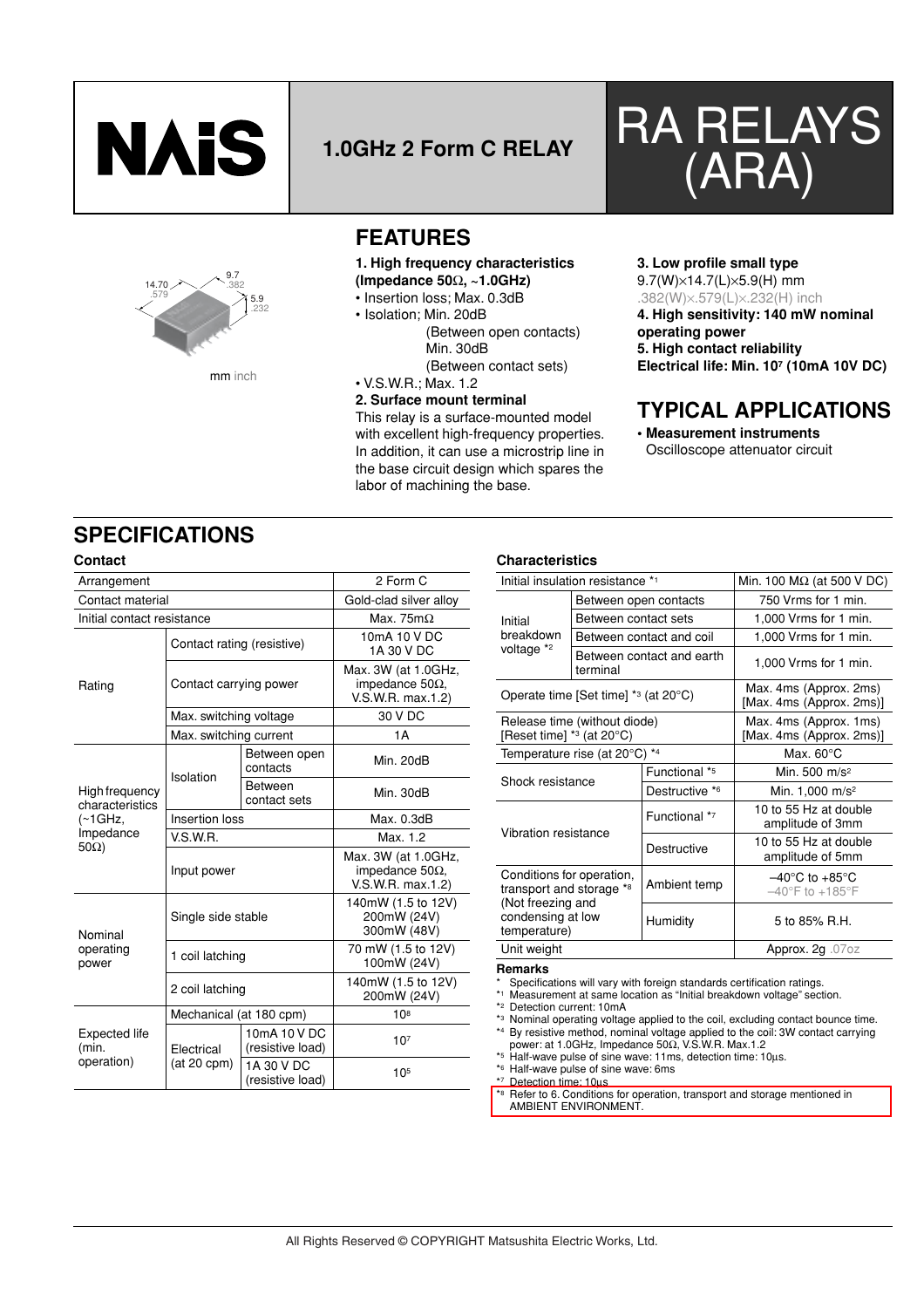# NAiS

## 1.0GHz 2 Form C RELAY

# RA RELAYS (ARA)

14.70 .579 / 9.7 .382 / 5.9 .232

mm inch

## FEATURES

**1. High frequency characteristics (Impedance 50Ω, ~1.0GHz)**

- Insertion loss; Max. 0.3dB
- Isolation; Min. 20dB (Between open contacts) Min. 30dB (Between contact sets)
- V.S.W.R.; Max. 1.2

**2. Surface mount terminal**

This relay is a surface-mounted model with excellent high-frequency properties. In addition, it can use a microstrip line in the base circuit design which spares the labor of machining the base.

**3. Low profile small type**

9.7(W)×14.7(L)×5.9(H) mm
.382(W)×.579(L)×.232(H) inch

**4. High sensitivity: 140 mW nominal operating power**

**5. High contact reliability**

**Electrical life: Min. $10^7$ (10mA 10V DC)**

## TYPICAL APPLICATIONS

- **Measurement instruments**
  Oscilloscope attenuator circuit

## SPECIFICATIONS

### Contact

| | | | |
|---|---|---|---|
| Arrangement | | | 2 Form C |
| Contact material | | | Gold-clad silver alloy |
| Initial contact resistance | | | Max. 75mΩ |
| Rating | Contact rating (resistive) | | 10mA 10 V DC<br>1A 30 V DC |
| | Contact carrying power | | Max. 3W (at 1.0GHz, impedance 50Ω, V.S.W.R. max.1.2) |
| | Max. switching voltage | | 30 V DC |
| | Max. switching current | | 1A |
| High frequency characteristics (~1GHz, Impedance 50Ω) | Isolation | Between open contacts | Min. 20dB |
| | | Between contact sets | Min. 30dB |
| | Insertion loss | | Max. 0.3dB |
| | V.S.W.R. | | Max. 1.2 |
| | Input power | | Max. 3W (at 1.0GHz, impedance 50Ω, V.S.W.R. max.1.2) |
| Nominal operating power | Single side stable | | 140mW (1.5 to 12V)<br>200mW (24V)<br>300mW (48V) |
| | 1 coil latching | | 70 mW (1.5 to 12V)<br>100mW (24V) |
| | 2 coil latching | | 140mW (1.5 to 12V)<br>200mW (24V) |
| Expected life (min. operation) | Mechanical (at 180 cpm) | | $10^8$ |
| | Electrical (at 20 cpm) | 10mA 10 V DC (resistive load) | $10^7$ |
| | | 1A 30 V DC (resistive load) | $10^5$ |

### Characteristics

| | | |
|---|---|---|
| Initial insulation resistance *1 | | Min. 100 MΩ (at 500 V DC) |
| Initial breakdown voltage *2 | Between open contacts | 750 Vrms for 1 min. |
| | Between contact sets | 1,000 Vrms for 1 min. |
| | Between contact and coil | 1,000 Vrms for 1 min. |
| | Between contact and earth terminal | 1,000 Vrms for 1 min. |
| Operate time [Set time] *3 (at 20°C) | | Max. 4ms (Approx. 2ms)<br>[Max. 4ms (Approx. 2ms)] |
| Release time (without diode) [Reset time] *3 (at 20°C) | | Max. 4ms (Approx. 1ms)<br>[Max. 4ms (Approx. 2ms)] |
| Temperature rise (at 20°C) *4 | | Max. 60°C |
| Shock resistance | Functional *5 | Min. 500 m/s² |
| | Destructive *6 | Min. 1,000 m/s² |
| Vibration resistance | Functional *7 | 10 to 55 Hz at double amplitude of 3mm |
| | Destructive | 10 to 55 Hz at double amplitude of 5mm |
| Conditions for operation, transport and storage *8 (Not freezing and condensing at low temperature) | Ambient temp | –40°C to +85°C<br>–40°F to +185°F |
| | Humidity | 5 to 85% R.H. |
| Unit weight | | Approx. 2g .07oz |

**Remarks**

- \* Specifications will vary with foreign standards certification ratings.
- *1 Measurement at same location as "Initial breakdown voltage" section.
- *2 Detection current: 10mA
- *3 Nominal operating voltage applied to the coil, excluding contact bounce time.
- *4 By resistive method, nominal voltage applied to the coil: 3W contact carrying power: at 1.0GHz, Impedance 50Ω, V.S.W.R. Max.1.2
- *5 Half-wave pulse of sine wave: 11ms, detection time: 10μs.
- *6 Half-wave pulse of sine wave: 6ms
- *7 Detection time: 10μs
- *8 Refer to 6. Conditions for operation, transport and storage mentioned in AMBIENT ENVIRONMENT.

All Rights Reserved © COPYRIGHT Matsushita Electric Works, Ltd.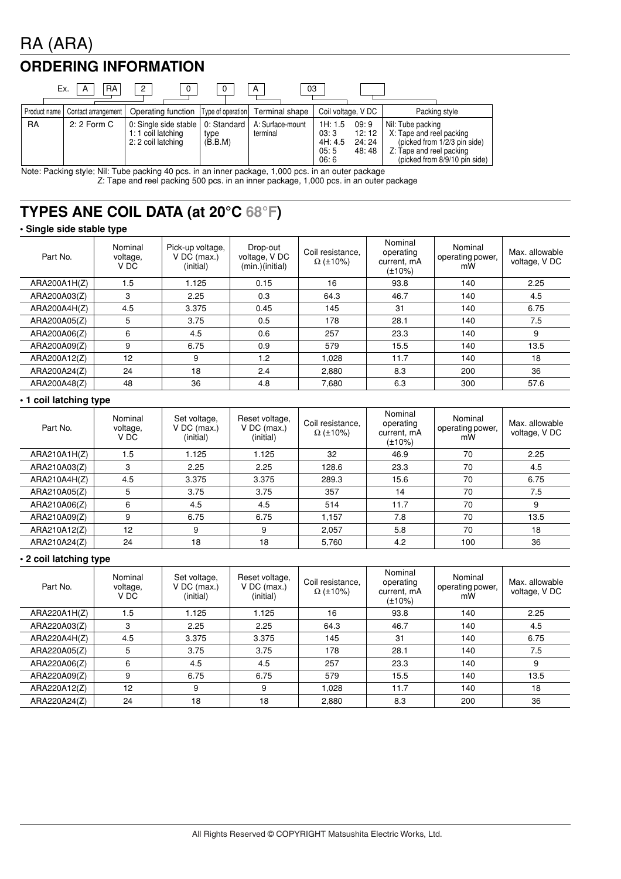# RA (ARA)

## ORDERING INFORMATION

| Ex. A | RA | 2 | 0 | 0 | A | 03 | |
|---|---|---|---|---|---|---|---|
| | Product name | Contact arrangement | Operating function | Type of operation | Terminal shape | Coil voltage, V DC | Packing style |
| | RA | 2: 2 Form C | 0: Single side stable<br>1: 1 coil latching<br>2: 2 coil latching | 0: Standard type (B.B.M) | A: Surface-mount terminal | 1H: 1.5<br>03: 3<br>4H: 4.5<br>05: 5<br>06: 6<br>09: 9<br>12: 12<br>24: 24<br>48: 48 | Nil: Tube packing<br>X: Tape and reel packing (picked from 1/2/3 pin side)<br>Z: Tape and reel packing (picked from 8/9/10 pin side) |

Note: Packing style; Nil: Tube packing 40 pcs. in an inner package, 1,000 pcs. in an outer package
Z: Tape and reel packing 500 pcs. in an inner package, 1,000 pcs. in an outer package

## TYPES ANE COIL DATA (at 20°C 68°F)

**• Single side stable type**

| Part No. | Nominal voltage, V DC | Pick-up voltage, V DC (max.) (initial) | Drop-out voltage, V DC (min.)(initial) | Coil resistance, Ω (±10%) | Nominal operating current, mA (±10%) | Nominal operating power, mW | Max. allowable voltage, V DC |
|---|---|---|---|---|---|---|---|
| ARA200A1H(Z) | 1.5 | 1.125 | 0.15 | 16 | 93.8 | 140 | 2.25 |
| ARA200A03(Z) | 3 | 2.25 | 0.3 | 64.3 | 46.7 | 140 | 4.5 |
| ARA200A4H(Z) | 4.5 | 3.375 | 0.45 | 145 | 31 | 140 | 6.75 |
| ARA200A05(Z) | 5 | 3.75 | 0.5 | 178 | 28.1 | 140 | 7.5 |
| ARA200A06(Z) | 6 | 4.5 | 0.6 | 257 | 23.3 | 140 | 9 |
| ARA200A09(Z) | 9 | 6.75 | 0.9 | 579 | 15.5 | 140 | 13.5 |
| ARA200A12(Z) | 12 | 9 | 1.2 | 1,028 | 11.7 | 140 | 18 |
| ARA200A24(Z) | 24 | 18 | 2.4 | 2,880 | 8.3 | 200 | 36 |
| ARA200A48(Z) | 48 | 36 | 4.8 | 7,680 | 6.3 | 300 | 57.6 |

**• 1 coil latching type**

| Part No. | Nominal voltage, V DC | Set voltage, V DC (max.) (initial) | Reset voltage, V DC (max.) (initial) | Coil resistance, Ω (±10%) | Nominal operating current, mA (±10%) | Nominal operating power, mW | Max. allowable voltage, V DC |
|---|---|---|---|---|---|---|---|
| ARA210A1H(Z) | 1.5 | 1.125 | 1.125 | 32 | 46.9 | 70 | 2.25 |
| ARA210A03(Z) | 3 | 2.25 | 2.25 | 128.6 | 23.3 | 70 | 4.5 |
| ARA210A4H(Z) | 4.5 | 3.375 | 3.375 | 289.3 | 15.6 | 70 | 6.75 |
| ARA210A05(Z) | 5 | 3.75 | 3.75 | 357 | 14 | 70 | 7.5 |
| ARA210A06(Z) | 6 | 4.5 | 4.5 | 514 | 11.7 | 70 | 9 |
| ARA210A09(Z) | 9 | 6.75 | 6.75 | 1,157 | 7.8 | 70 | 13.5 |
| ARA210A12(Z) | 12 | 9 | 9 | 2,057 | 5.8 | 70 | 18 |
| ARA210A24(Z) | 24 | 18 | 18 | 5,760 | 4.2 | 100 | 36 |

**• 2 coil latching type**

| Part No. | Nominal voltage, V DC | Set voltage, V DC (max.) (initial) | Reset voltage, V DC (max.) (initial) | Coil resistance, Ω (±10%) | Nominal operating current, mA (±10%) | Nominal operating power, mW | Max. allowable voltage, V DC |
|---|---|---|---|---|---|---|---|
| ARA220A1H(Z) | 1.5 | 1.125 | 1.125 | 16 | 93.8 | 140 | 2.25 |
| ARA220A03(Z) | 3 | 2.25 | 2.25 | 64.3 | 46.7 | 140 | 4.5 |
| ARA220A4H(Z) | 4.5 | 3.375 | 3.375 | 145 | 31 | 140 | 6.75 |
| ARA220A05(Z) | 5 | 3.75 | 3.75 | 178 | 28.1 | 140 | 7.5 |
| ARA220A06(Z) | 6 | 4.5 | 4.5 | 257 | 23.3 | 140 | 9 |
| ARA220A09(Z) | 9 | 6.75 | 6.75 | 579 | 15.5 | 140 | 13.5 |
| ARA220A12(Z) | 12 | 9 | 9 | 1,028 | 11.7 | 140 | 18 |
| ARA220A24(Z) | 24 | 18 | 18 | 2,880 | 8.3 | 200 | 36 |

All Rights Reserved © COPYRIGHT Matsushita Electric Works, Ltd.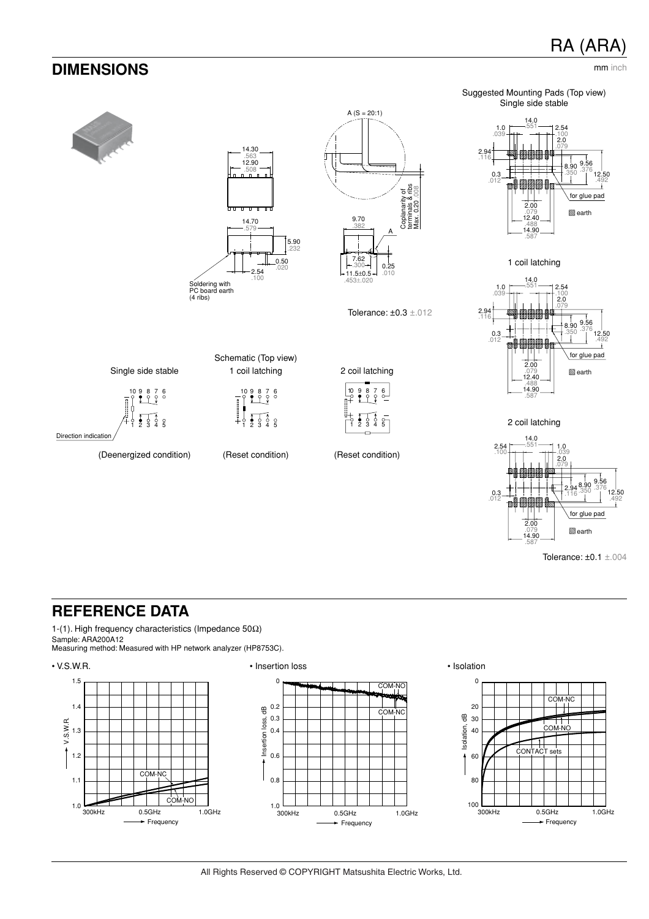## DIMENSIONS

mm inch

Suggested Mounting Pads (Top view)

Single side stable

Tolerance: ±0.3 ±.012

1 coil latching

2 coil latching

Tolerance: ±0.1 ±.004

Schematic (Top view)

Single side stable — (Deenergized condition)

1 coil latching — (Reset condition)

2 coil latching — (Reset condition)

## REFERENCE DATA

1-(1). High frequency characteristics (Impedance 50Ω)

Sample: ARA200A12

Measuring method: Measured with HP network analyzer (HP8753C).

• V.S.W.R.

• Insertion loss

• Isolation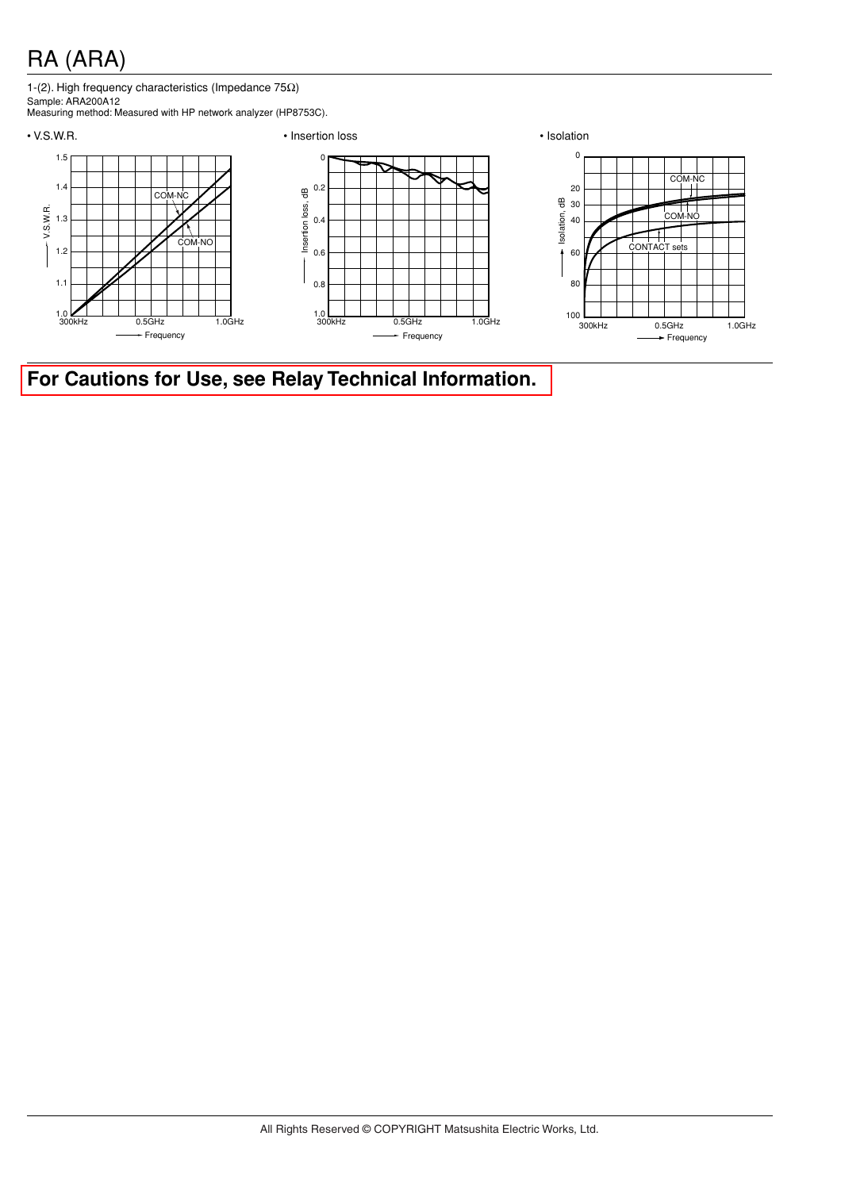# RA (ARA)

1-(2). High frequency characteristics (Impedance 75Ω)

Sample: ARA200A12

Measuring method: Measured with HP network analyzer (HP8753C).

• V.S.W.R.

1.5
1.4
1.3
1.2
1.1
1.0
V.S.W.R.
COM-NC
COM-NO
300kHz
0.5GHz
1.0GHz
Frequency

• Insertion loss

0
0.2
0.4
0.6
0.8
1.0
Insertion loss, dB
300kHz
0.5GHz
1.0GHz
Frequency

• Isolation

0
20
30
40
60
80
100
Isolation, dB
COM-NC
COM-NO
CONTACT sets
300kHz
0.5GHz
1.0GHz
Frequency

**For Cautions for Use, see Relay Technical Information.**

All Rights Reserved © COPYRIGHT Matsushita Electric Works, Ltd.